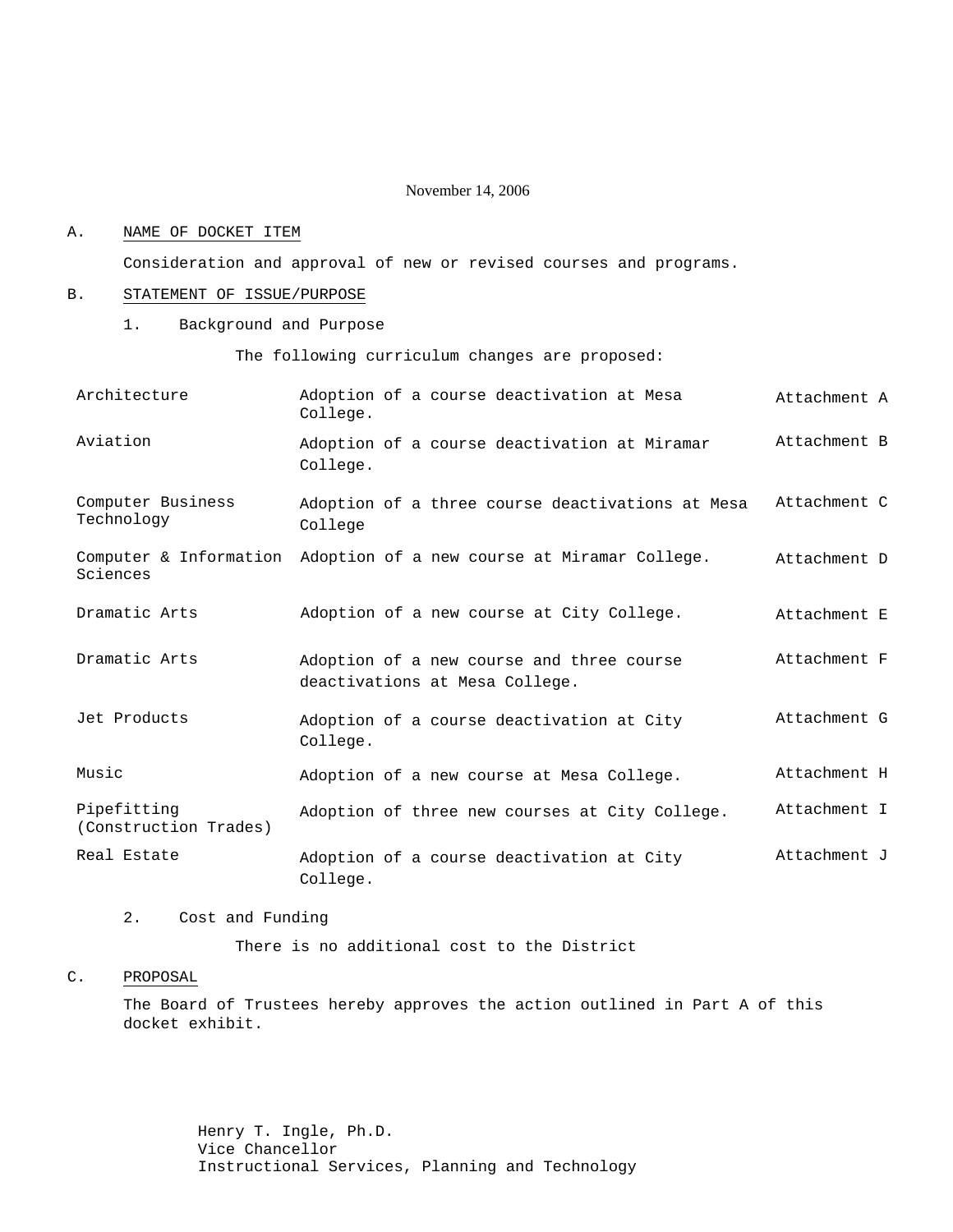November 14, 2006

A. NAME OF DOCKET ITEM

Consideration and approval of new or revised courses and programs.

B. STATEMENT OF ISSUE/PURPOSE

1. Background and Purpose

The following curriculum changes are proposed:

| | | |
|---|---|---|
| Architecture | Adoption of a course deactivation at Mesa College. | Attachment A |
| Aviation | Adoption of a course deactivation at Miramar College. | Attachment B |
| Computer Business Technology | Adoption of a three course deactivations at Mesa College | Attachment C |
| Computer & Information Sciences | Adoption of a new course at Miramar College. | Attachment D |
| Dramatic Arts | Adoption of a new course at City College. | Attachment E |
| Dramatic Arts | Adoption of a new course and three course deactivations at Mesa College. | Attachment F |
| Jet Products | Adoption of a course deactivation at City College. | Attachment G |
| Music | Adoption of a new course at Mesa College. | Attachment H |
| Pipefitting (Construction Trades) | Adoption of three new courses at City College. | Attachment I |
| Real Estate | Adoption of a course deactivation at City College. | Attachment J |

2. Cost and Funding

There is no additional cost to the District

C. PROPOSAL

The Board of Trustees hereby approves the action outlined in Part A of this docket exhibit.

Henry T. Ingle, Ph.D.
Vice Chancellor
Instructional Services, Planning and Technology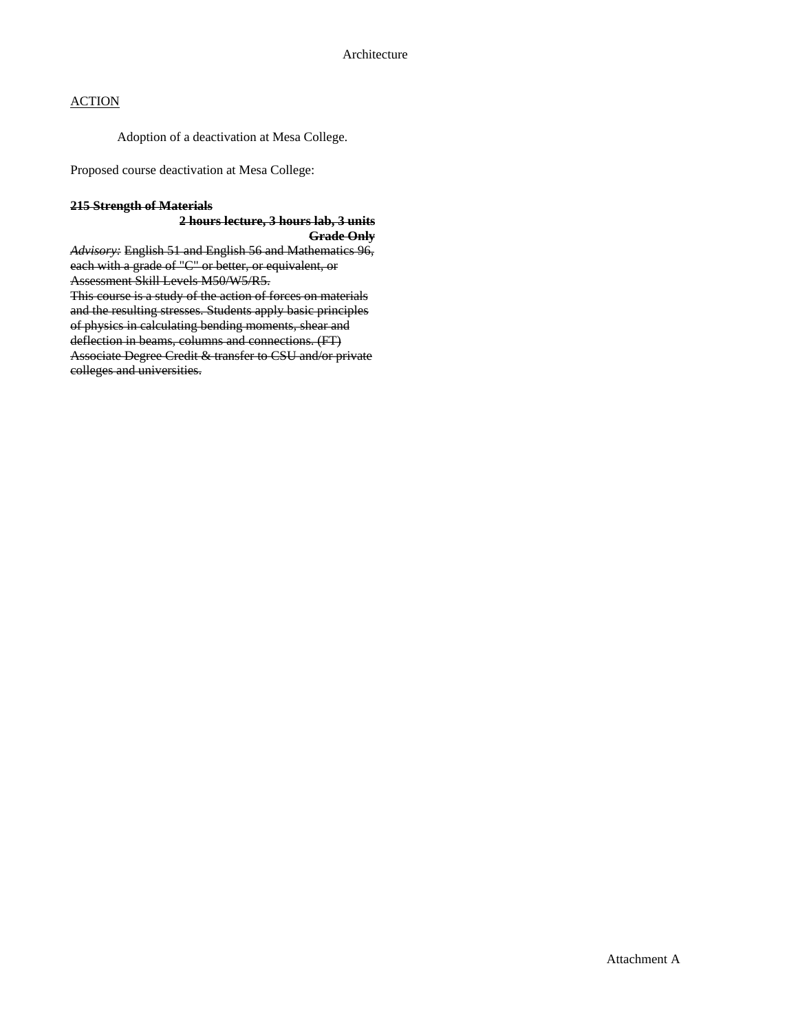Architecture

<u>ACTION</u>

Adoption of a deactivation at Mesa College.

Proposed course deactivation at Mesa College:

~~**215 Strength of Materials**~~

~~**2 hours lecture, 3 hours lab, 3 units**~~

~~**Grade Only**~~

*Advisory:* ~~English 51 and English 56 and Mathematics 96, each with a grade of "C" or better, or equivalent, or Assessment Skill Levels M50/W5/R5.~~

~~This course is a study of the action of forces on materials and the resulting stresses. Students apply basic principles of physics in calculating bending moments, shear and deflection in beams, columns and connections. (FT)~~

~~Associate Degree Credit & transfer to CSU and/or private colleges and universities.~~

Attachment A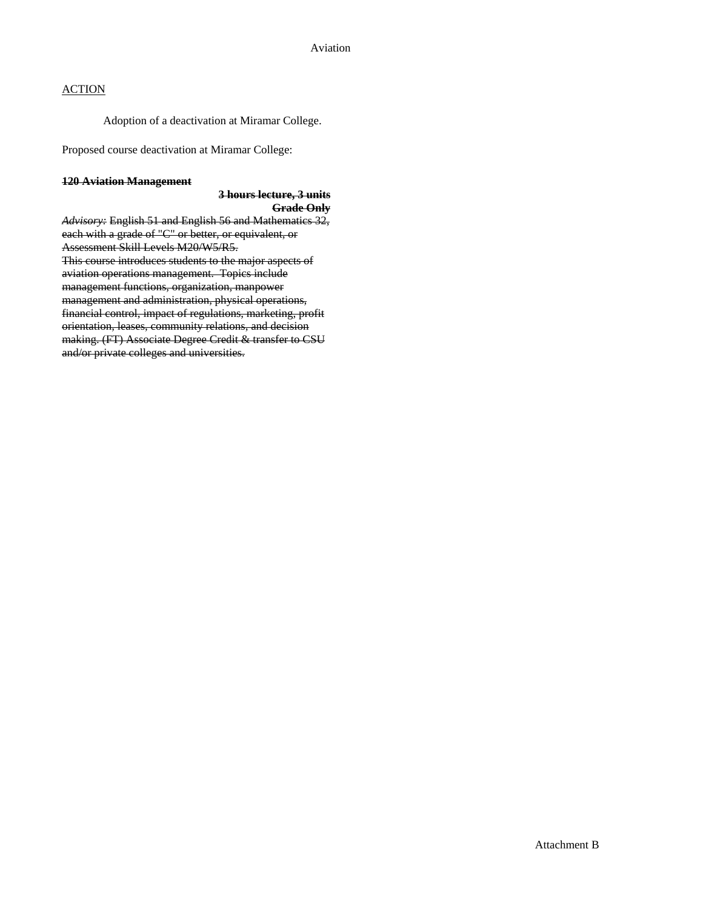Aviation

ACTION

Adoption of a deactivation at Miramar College.

Proposed course deactivation at Miramar College:

~~**120 Aviation Management**~~

~~**3 hours lecture, 3 units**~~
~~**Grade Only**~~

*~~Advisory:~~* ~~English 51 and English 56 and Mathematics 32, each with a grade of "C" or better, or equivalent, or Assessment Skill Levels M20/W5/R5.~~
~~This course introduces students to the major aspects of aviation operations management. Topics include management functions, organization, manpower management and administration, physical operations, financial control, impact of regulations, marketing, profit orientation, leases, community relations, and decision making. (FT) Associate Degree Credit & transfer to CSU and/or private colleges and universities.~~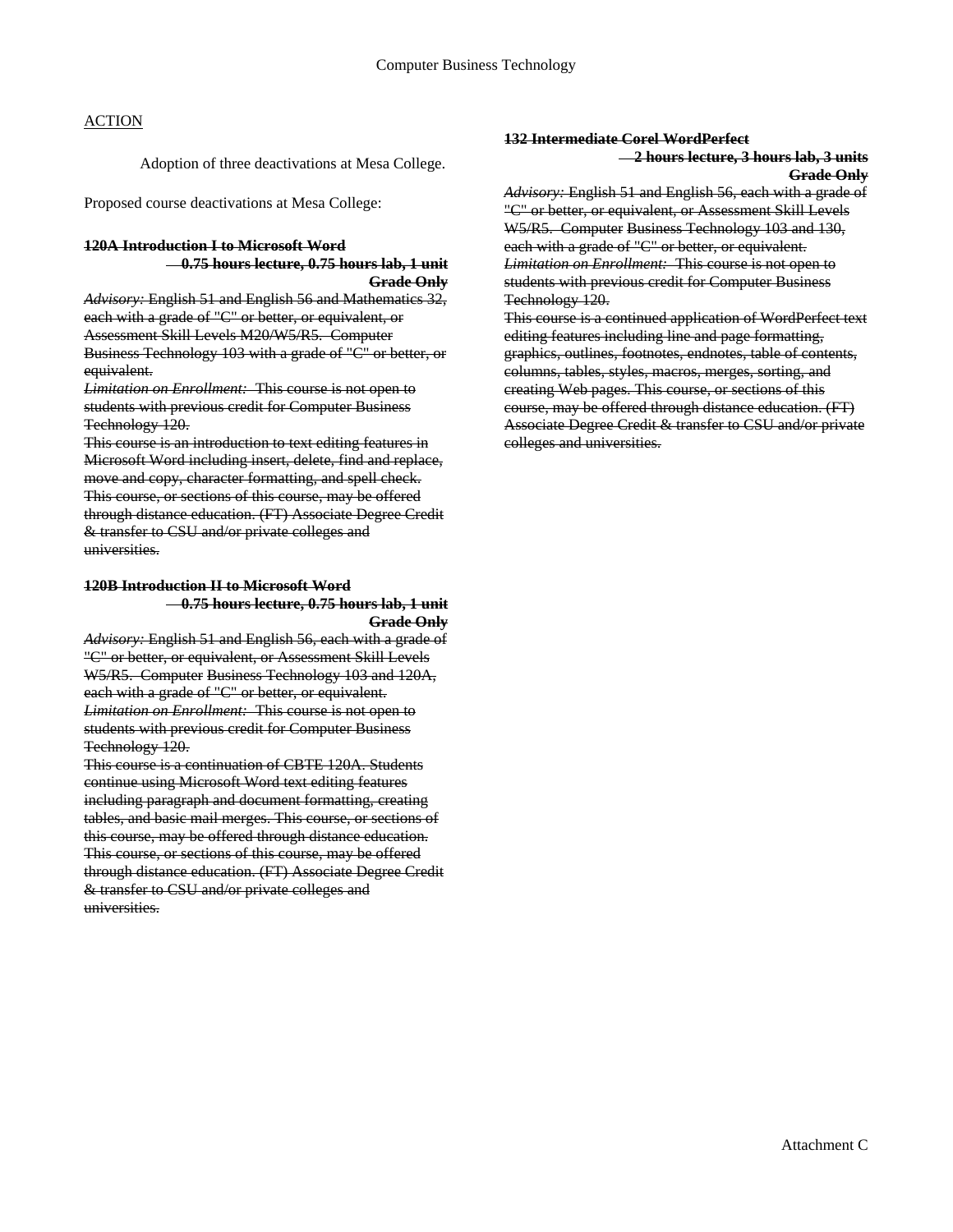ACTION

Adoption of three deactivations at Mesa College.

Proposed course deactivations at Mesa College:

~~**120A Introduction I to Microsoft Word**~~
~~**0.75 hours lecture, 0.75 hours lab, 1 unit**~~
~~**Grade Only**~~

~~*Advisory:* English 51 and English 56 and Mathematics 32, each with a grade of "C" or better, or equivalent, or Assessment Skill Levels M20/W5/R5. Computer Business Technology 103 with a grade of "C" or better, or equivalent.~~
~~*Limitation on Enrollment:* This course is not open to students with previous credit for Computer Business Technology 120.~~
~~This course is an introduction to text editing features in Microsoft Word including insert, delete, find and replace, move and copy, character formatting, and spell check. This course, or sections of this course, may be offered through distance education. (FT) Associate Degree Credit & transfer to CSU and/or private colleges and universities.~~

~~**120B Introduction II to Microsoft Word**~~
~~**0.75 hours lecture, 0.75 hours lab, 1 unit**~~
~~**Grade Only**~~

~~*Advisory:* English 51 and English 56, each with a grade of "C" or better, or equivalent, or Assessment Skill Levels W5/R5. Computer Business Technology 103 and 120A, each with a grade of "C" or better, or equivalent.~~
~~*Limitation on Enrollment:* This course is not open to students with previous credit for Computer Business Technology 120.~~
~~This course is a continuation of CBTE 120A. Students continue using Microsoft Word text editing features including paragraph and document formatting, creating tables, and basic mail merges. This course, or sections of this course, may be offered through distance education. This course, or sections of this course, may be offered through distance education. (FT) Associate Degree Credit & transfer to CSU and/or private colleges and universities.~~

~~**132 Intermediate Corel WordPerfect**~~
~~**2 hours lecture, 3 hours lab, 3 units**~~
~~**Grade Only**~~

~~*Advisory:* English 51 and English 56, each with a grade of "C" or better, or equivalent, or Assessment Skill Levels W5/R5. Computer Business Technology 103 and 130, each with a grade of "C" or better, or equivalent.~~
~~*Limitation on Enrollment:* This course is not open to students with previous credit for Computer Business Technology 120.~~
~~This course is a continued application of WordPerfect text editing features including line and page formatting, graphics, outlines, footnotes, endnotes, table of contents, columns, tables, styles, macros, merges, sorting, and creating Web pages. This course, or sections of this course, may be offered through distance education. (FT) Associate Degree Credit & transfer to CSU and/or private colleges and universities.~~

Attachment C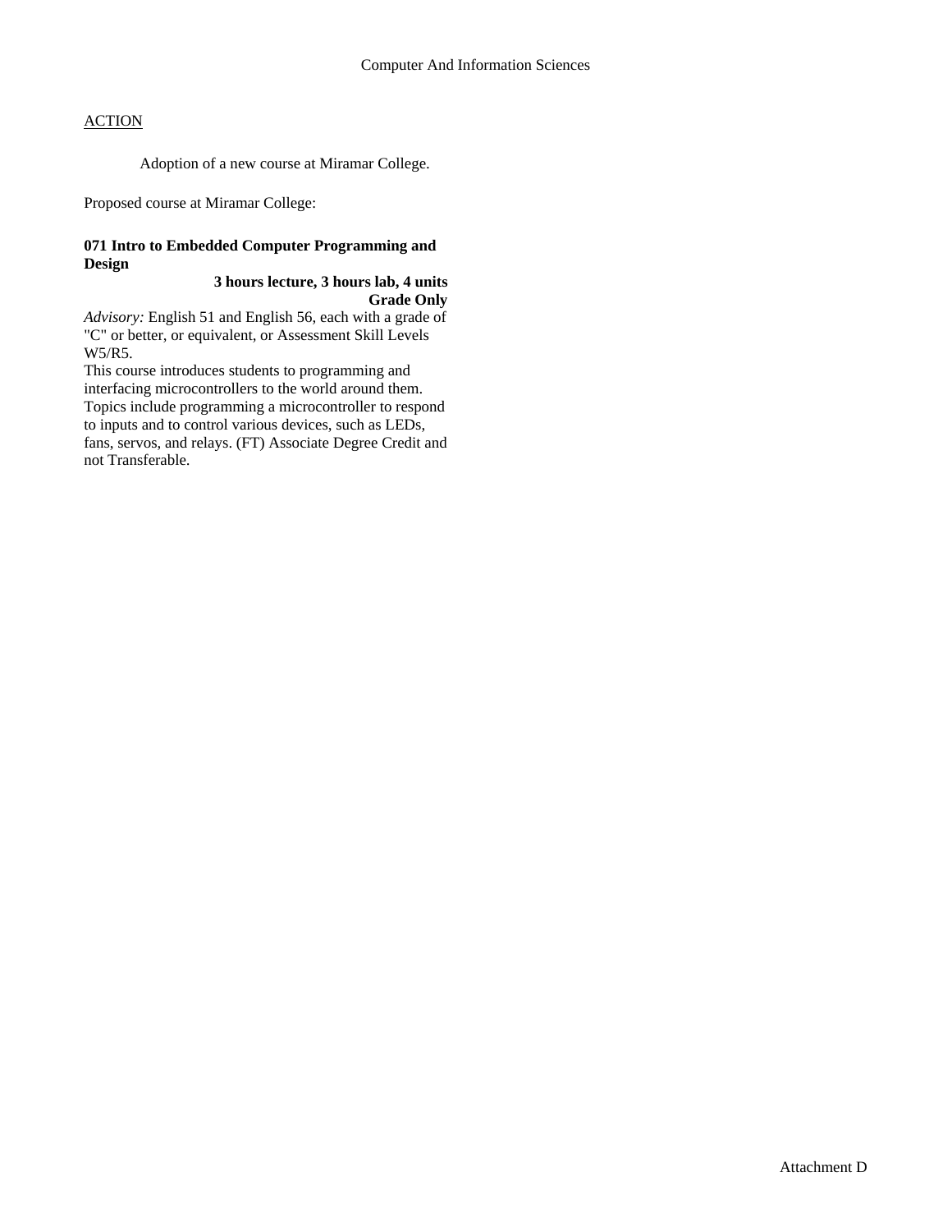Computer And Information Sciences

ACTION

Adoption of a new course at Miramar College.

Proposed course at Miramar College:

**071 Intro to Embedded Computer Programming and Design**

**3 hours lecture, 3 hours lab, 4 units**
**Grade Only**

*Advisory:* English 51 and English 56, each with a grade of "C" or better, or equivalent, or Assessment Skill Levels W5/R5.

This course introduces students to programming and interfacing microcontrollers to the world around them. Topics include programming a microcontroller to respond to inputs and to control various devices, such as LEDs, fans, servos, and relays. (FT) Associate Degree Credit and not Transferable.

Attachment D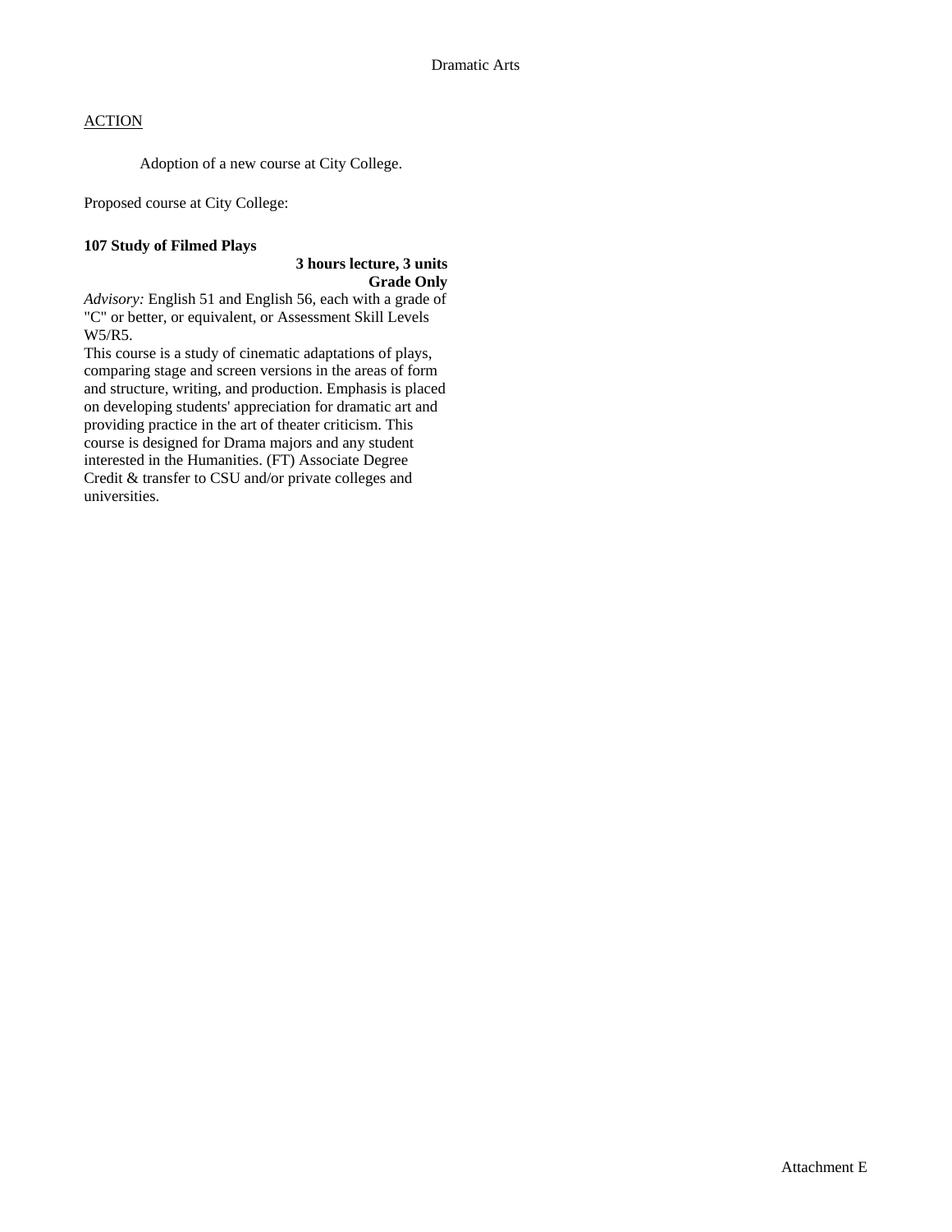Dramatic Arts

ACTION

Adoption of a new course at City College.

Proposed course at City College:

**107 Study of Filmed Plays**

**3 hours lecture, 3 units**
**Grade Only**

*Advisory:* English 51 and English 56, each with a grade of "C" or better, or equivalent, or Assessment Skill Levels W5/R5.

This course is a study of cinematic adaptations of plays, comparing stage and screen versions in the areas of form and structure, writing, and production. Emphasis is placed on developing students' appreciation for dramatic art and providing practice in the art of theater criticism. This course is designed for Drama majors and any student interested in the Humanities. (FT) Associate Degree Credit & transfer to CSU and/or private colleges and universities.

Attachment E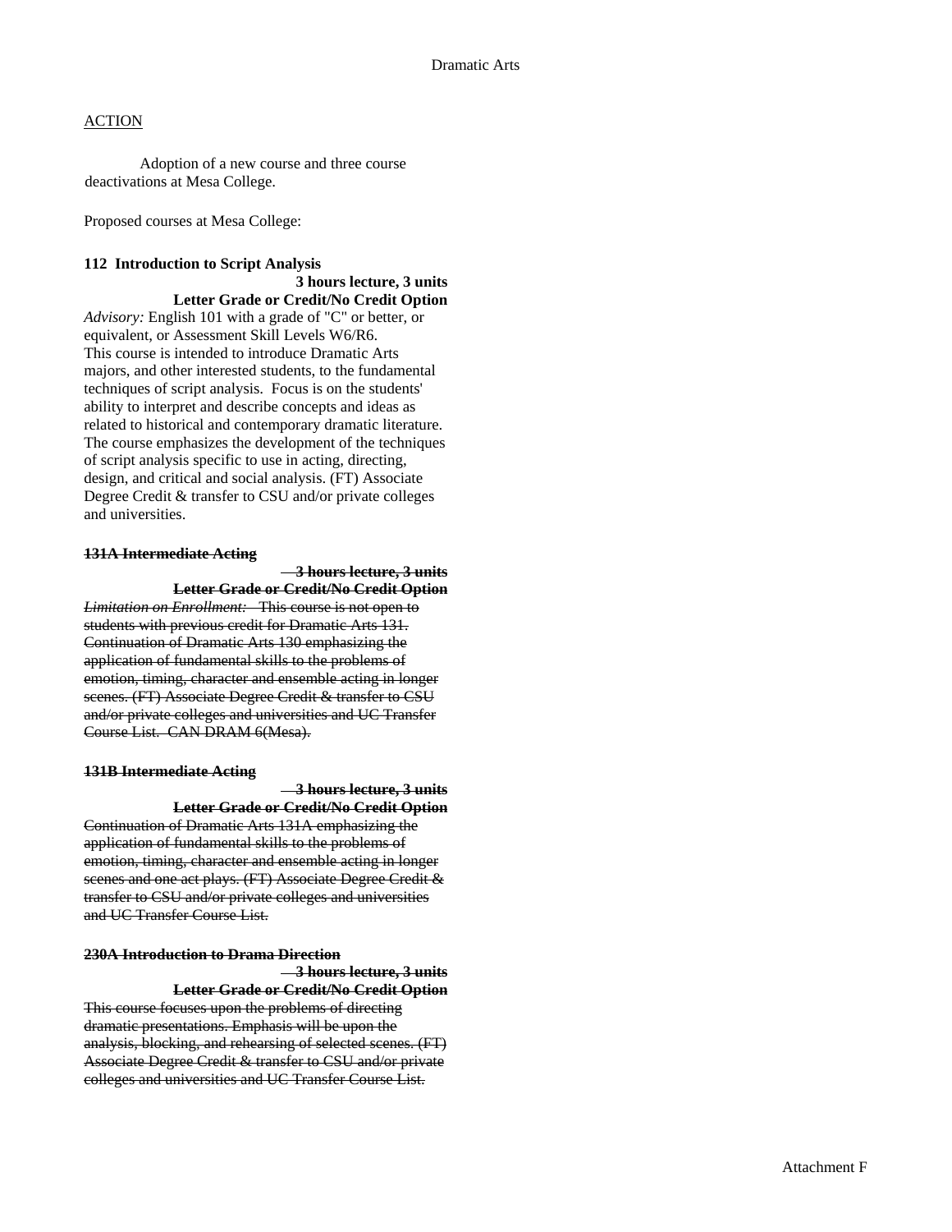Dramatic Arts

ACTION

Adoption of a new course and three course deactivations at Mesa College.

Proposed courses at Mesa College:

**112 Introduction to Script Analysis**
**3 hours lecture, 3 units**
**Letter Grade or Credit/No Credit Option**

*Advisory:* English 101 with a grade of "C" or better, or equivalent, or Assessment Skill Levels W6/R6.
This course is intended to introduce Dramatic Arts majors, and other interested students, to the fundamental techniques of script analysis. Focus is on the students' ability to interpret and describe concepts and ideas as related to historical and contemporary dramatic literature. The course emphasizes the development of the techniques of script analysis specific to use in acting, directing, design, and critical and social analysis. (FT) Associate Degree Credit & transfer to CSU and/or private colleges and universities.

~~**131A Intermediate Acting**~~
~~**3 hours lecture, 3 units**~~
~~**Letter Grade or Credit/No Credit Option**~~

~~*Limitation on Enrollment:* This course is not open to students with previous credit for Dramatic Arts 131.~~
~~Continuation of Dramatic Arts 130 emphasizing the application of fundamental skills to the problems of emotion, timing, character and ensemble acting in longer scenes. (FT) Associate Degree Credit & transfer to CSU and/or private colleges and universities and UC Transfer Course List. CAN DRAM 6(Mesa).~~

~~**131B Intermediate Acting**~~
~~**3 hours lecture, 3 units**~~
~~**Letter Grade or Credit/No Credit Option**~~

~~Continuation of Dramatic Arts 131A emphasizing the application of fundamental skills to the problems of emotion, timing, character and ensemble acting in longer scenes and one act plays. (FT) Associate Degree Credit & transfer to CSU and/or private colleges and universities and UC Transfer Course List.~~

~~**230A Introduction to Drama Direction**~~
~~**3 hours lecture, 3 units**~~
~~**Letter Grade or Credit/No Credit Option**~~

~~This course focuses upon the problems of directing dramatic presentations. Emphasis will be upon the analysis, blocking, and rehearsing of selected scenes. (FT) Associate Degree Credit & transfer to CSU and/or private colleges and universities and UC Transfer Course List.~~

Attachment F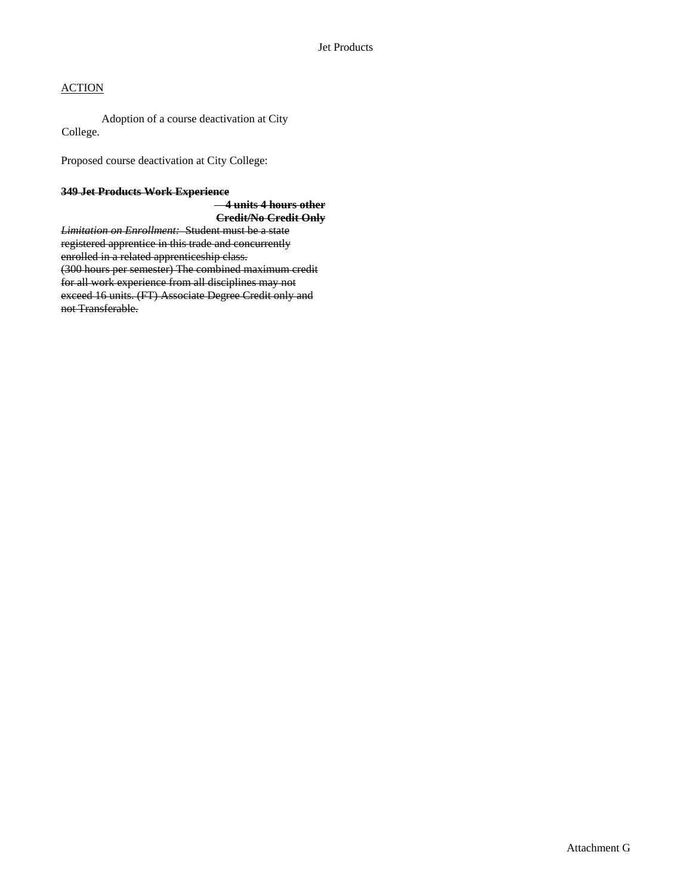<u>ACTION</u>

Adoption of a course deactivation at City College.

Proposed course deactivation at City College:

~~**349 Jet Products Work Experience**~~

~~**4 units 4 hours other**~~
~~**Credit/No Credit Only**~~

~~*Limitation on Enrollment:* Student must be a state registered apprentice in this trade and concurrently enrolled in a related apprenticeship class.~~
~~(300 hours per semester) The combined maximum credit for all work experience from all disciplines may not exceed 16 units. (FT) Associate Degree Credit only and not Transferable.~~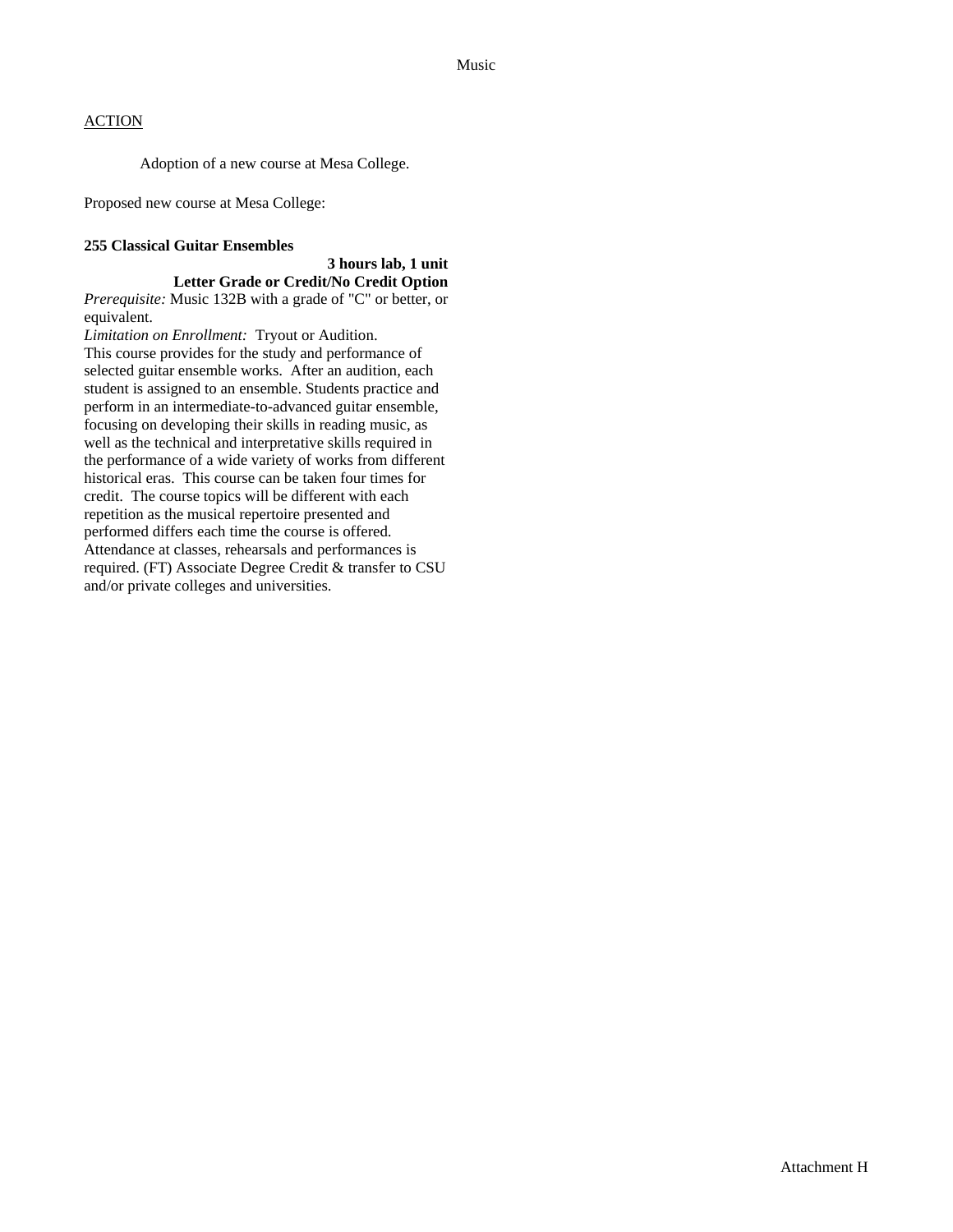Music

ACTION

Adoption of a new course at Mesa College.

Proposed new course at Mesa College:

**255 Classical Guitar Ensembles**

**3 hours lab, 1 unit**
**Letter Grade or Credit/No Credit Option**

*Prerequisite:* Music 132B with a grade of "C" or better, or equivalent.
*Limitation on Enrollment:* Tryout or Audition.
This course provides for the study and performance of selected guitar ensemble works. After an audition, each student is assigned to an ensemble. Students practice and perform in an intermediate-to-advanced guitar ensemble, focusing on developing their skills in reading music, as well as the technical and interpretative skills required in the performance of a wide variety of works from different historical eras. This course can be taken four times for credit. The course topics will be different with each repetition as the musical repertoire presented and performed differs each time the course is offered. Attendance at classes, rehearsals and performances is required. (FT) Associate Degree Credit & transfer to CSU and/or private colleges and universities.

Attachment H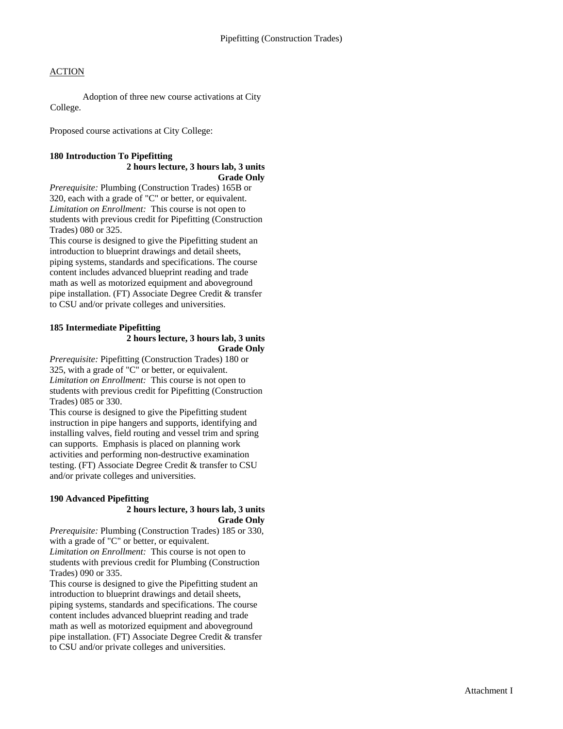Pipefitting (Construction Trades)

ACTION

Adoption of three new course activations at City College.

Proposed course activations at City College:

**180 Introduction To Pipefitting**
**2 hours lecture, 3 hours lab, 3 units**
**Grade Only**

*Prerequisite:* Plumbing (Construction Trades) 165B or 320, each with a grade of "C" or better, or equivalent.
*Limitation on Enrollment:* This course is not open to students with previous credit for Pipefitting (Construction Trades) 080 or 325.
This course is designed to give the Pipefitting student an introduction to blueprint drawings and detail sheets, piping systems, standards and specifications. The course content includes advanced blueprint reading and trade math as well as motorized equipment and aboveground pipe installation. (FT) Associate Degree Credit & transfer to CSU and/or private colleges and universities.

**185 Intermediate Pipefitting**
**2 hours lecture, 3 hours lab, 3 units**
**Grade Only**

*Prerequisite:* Pipefitting (Construction Trades) 180 or 325, with a grade of "C" or better, or equivalent.
*Limitation on Enrollment:* This course is not open to students with previous credit for Pipefitting (Construction Trades) 085 or 330.
This course is designed to give the Pipefitting student instruction in pipe hangers and supports, identifying and installing valves, field routing and vessel trim and spring can supports. Emphasis is placed on planning work activities and performing non-destructive examination testing. (FT) Associate Degree Credit & transfer to CSU and/or private colleges and universities.

**190 Advanced Pipefitting**
**2 hours lecture, 3 hours lab, 3 units**
**Grade Only**

*Prerequisite:* Plumbing (Construction Trades) 185 or 330, with a grade of "C" or better, or equivalent.
*Limitation on Enrollment:* This course is not open to students with previous credit for Plumbing (Construction Trades) 090 or 335.
This course is designed to give the Pipefitting student an introduction to blueprint drawings and detail sheets, piping systems, standards and specifications. The course content includes advanced blueprint reading and trade math as well as motorized equipment and aboveground pipe installation. (FT) Associate Degree Credit & transfer to CSU and/or private colleges and universities.

Attachment I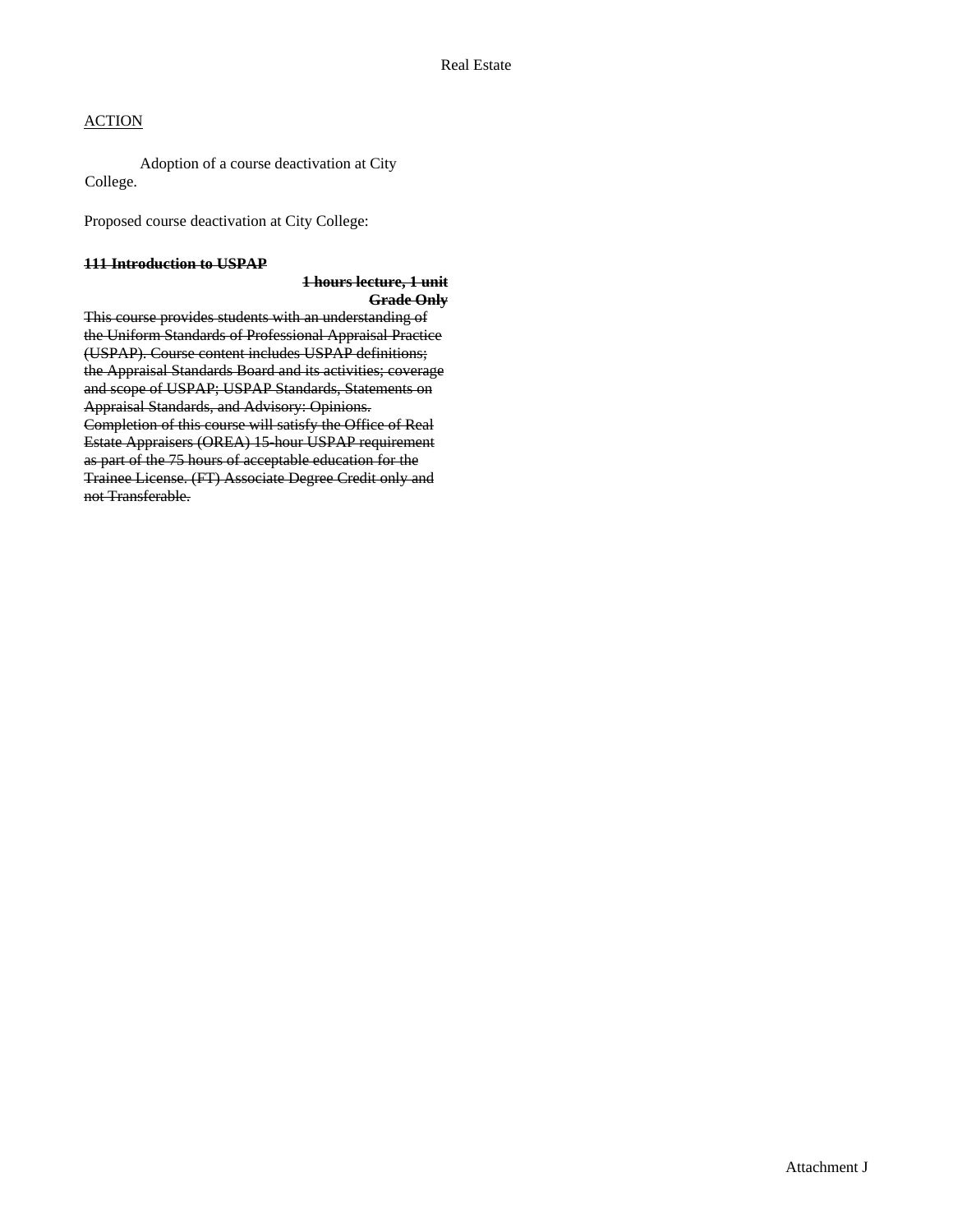Real Estate

ACTION

Adoption of a course deactivation at City College.

Proposed course deactivation at City College:

~~**111 Introduction to USPAP**~~

~~**1 hours lecture, 1 unit**~~
~~**Grade Only**~~

~~This course provides students with an understanding of the Uniform Standards of Professional Appraisal Practice (USPAP). Course content includes USPAP definitions; the Appraisal Standards Board and its activities; coverage and scope of USPAP; USPAP Standards, Statements on Appraisal Standards, and Advisory: Opinions. Completion of this course will satisfy the Office of Real Estate Appraisers (OREA) 15-hour USPAP requirement as part of the 75 hours of acceptable education for the Trainee License. (FT) Associate Degree Credit only and not Transferable.~~

Attachment J